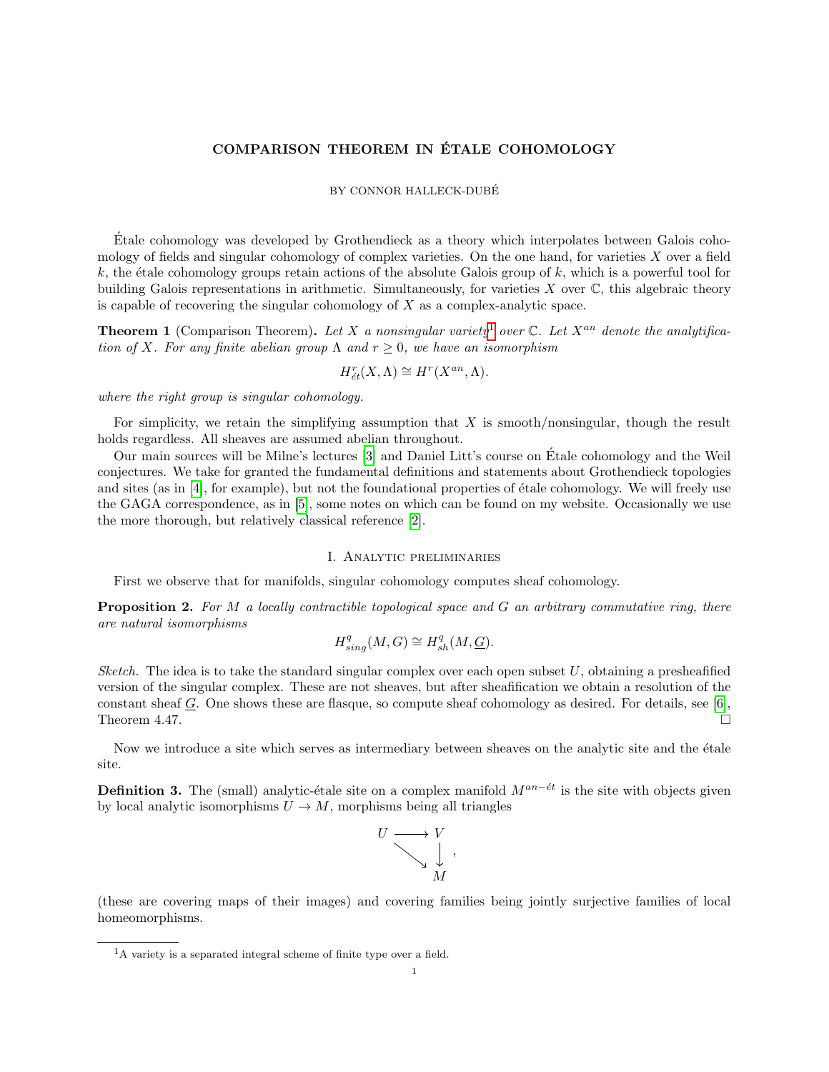# COMPARISON THEOREM IN ÉTALE COHOMOLOGY

BY CONNOR HALLECK-DUBÉ

Étale cohomology was developed by Grothendieck as a theory which interpolates between Galois cohomology of fields and singular cohomology of complex varieties. On the one hand, for varieties $X$ over a field $k$, the étale cohomology groups retain actions of the absolute Galois group of $k$, which is a powerful tool for building Galois representations in arithmetic. Simultaneously, for varieties $X$ over $\mathbb{C}$, this algebraic theory is capable of recovering the singular cohomology of $X$ as a complex-analytic space.

**Theorem 1** (Comparison Theorem)**.** *Let $X$ a nonsingular variety[1] over $\mathbb{C}$. Let $X^{an}$ denote the analytification of $X$. For any finite abelian group $\Lambda$ and $r \geq 0$, we have an isomorphism*

$$H^r_{\acute{e}t}(X, \Lambda) \cong H^r(X^{an}, \Lambda).$$

*where the right group is singular cohomology.*

For simplicity, we retain the simplifying assumption that $X$ is smooth/nonsingular, though the result holds regardless. All sheaves are assumed abelian throughout.

Our main sources will be Milne's lectures [3] and Daniel Litt's course on Étale cohomology and the Weil conjectures. We take for granted the fundamental definitions and statements about Grothendieck topologies and sites (as in [4], for example), but not the foundational properties of étale cohomology. We will freely use the GAGA correspondence, as in [5], some notes on which can be found on my website. Occasionally we use the more thorough, but relatively classical reference [2].

## I. Analytic preliminaries

First we observe that for manifolds, singular cohomology computes sheaf cohomology.

**Proposition 2.** *For $M$ a locally contractible topological space and $G$ an arbitrary commutative ring, there are natural isomorphisms*

$$H^q_{sing}(M, G) \cong H^q_{sh}(M, \underline{G}).$$

*Sketch.* The idea is to take the standard singular complex over each open subset $U$, obtaining a presheafified version of the singular complex. These are not sheaves, but after sheafification we obtain a resolution of the constant sheaf $\underline{G}$. One shows these are flasque, so compute sheaf cohomology as desired. For details, see [6], Theorem 4.47. □

Now we introduce a site which serves as intermediary between sheaves on the analytic site and the étale site.

**Definition 3.** The (small) analytic-étale site on a complex manifold $M^{an-\acute{e}t}$ is the site with objects given by local analytic isomorphisms $U \to M$, morphisms being all triangles

$$\begin{array}{ccc} U & \longrightarrow & V \\ & \searrow & \downarrow \\ & & M \end{array},$$

(these are covering maps of their images) and covering families being jointly surjective families of local homeomorphisms.

[1] A variety is a separated integral scheme of finite type over a field.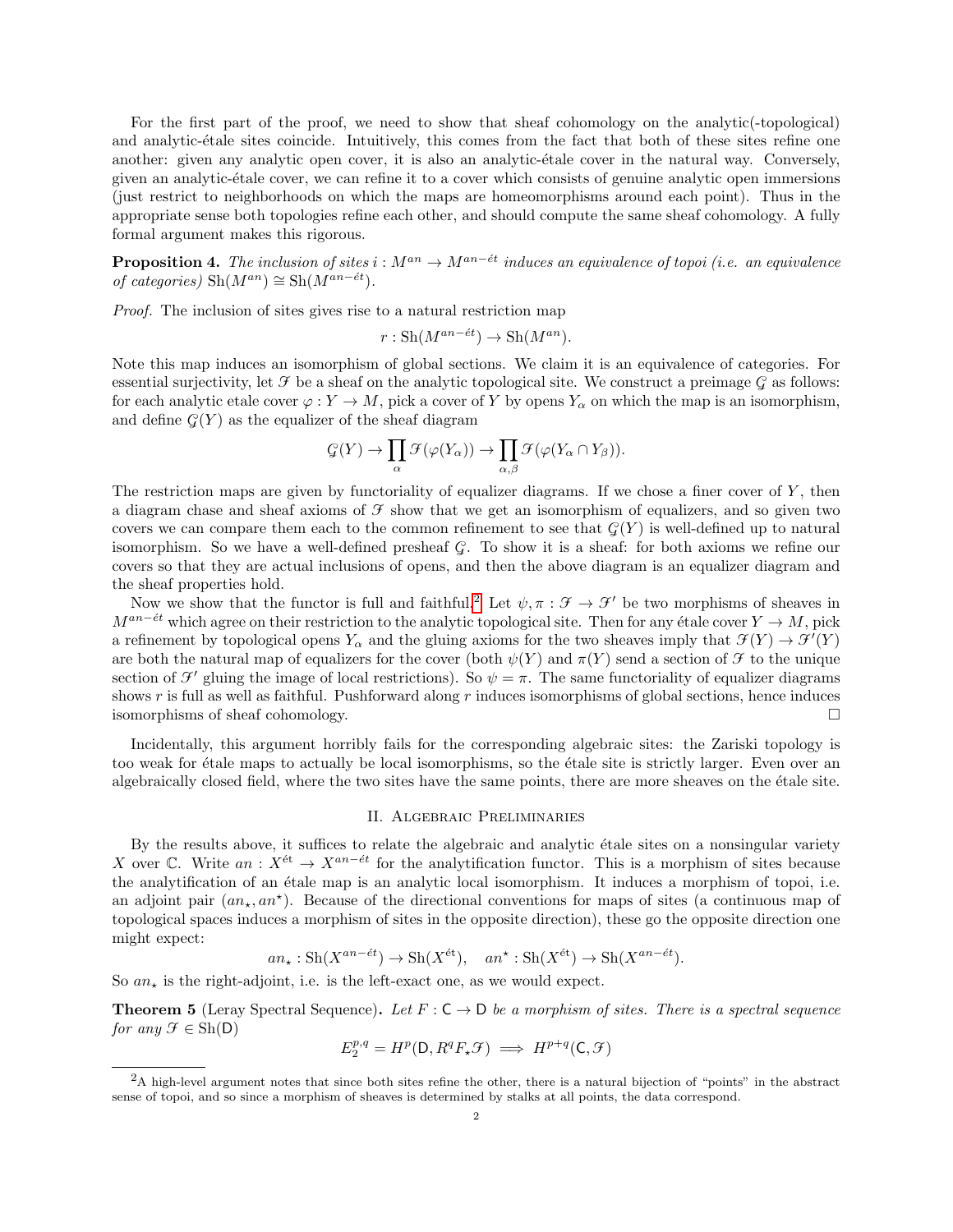For the first part of the proof, we need to show that sheaf cohomology on the analytic(-topological) and analytic-étale sites coincide. Intuitively, this comes from the fact that both of these sites refine one another: given any analytic open cover, it is also an analytic-étale cover in the natural way. Conversely, given an analytic-étale cover, we can refine it to a cover which consists of genuine analytic open immersions (just restrict to neighborhoods on which the maps are homeomorphisms around each point). Thus in the appropriate sense both topologies refine each other, and should compute the same sheaf cohomology. A fully formal argument makes this rigorous.

**Proposition 4.** *The inclusion of sites $i : M^{an} \to M^{an-\acute{e}t}$ induces an equivalence of topoi (i.e. an equivalence of categories) $\mathrm{Sh}(M^{an}) \cong \mathrm{Sh}(M^{an-\acute{e}t})$.*

*Proof.* The inclusion of sites gives rise to a natural restriction map

$$r : \mathrm{Sh}(M^{an-\acute{e}t}) \to \mathrm{Sh}(M^{an}).$$

Note this map induces an isomorphism of global sections. We claim it is an equivalence of categories. For essential surjectivity, let $\mathcal{F}$ be a sheaf on the analytic topological site. We construct a preimage $\mathcal{G}$ as follows: for each analytic etale cover $\varphi : Y \to M$, pick a cover of $Y$ by opens $Y_\alpha$ on which the map is an isomorphism, and define $\mathcal{G}(Y)$ as the equalizer of the sheaf diagram

$$\mathcal{G}(Y) \to \prod_\alpha \mathcal{F}(\varphi(Y_\alpha)) \to \prod_{\alpha,\beta} \mathcal{F}(\varphi(Y_\alpha \cap Y_\beta)).$$

The restriction maps are given by functoriality of equalizer diagrams. If we chose a finer cover of $Y$, then a diagram chase and sheaf axioms of $\mathcal{F}$ show that we get an isomorphism of equalizers, and so given two covers we can compare them each to the common refinement to see that $\mathcal{G}(Y)$ is well-defined up to natural isomorphism. So we have a well-defined presheaf $\mathcal{G}$. To show it is a sheaf: for both axioms we refine our covers so that they are actual inclusions of opens, and then the above diagram is an equalizer diagram and the sheaf properties hold.

Now we show that the functor is full and faithful.[2] Let $\psi, \pi : \mathcal{F} \to \mathcal{F}'$ be two morphisms of sheaves in $M^{an-\acute{e}t}$ which agree on their restriction to the analytic topological site. Then for any étale cover $Y \to M$, pick a refinement by topological opens $Y_\alpha$ and the gluing axioms for the two sheaves imply that $\mathcal{F}(Y) \to \mathcal{F}'(Y)$ are both the natural map of equalizers for the cover (both $\psi(Y)$ and $\pi(Y)$ send a section of $\mathcal{F}$ to the unique section of $\mathcal{F}'$ gluing the image of local restrictions). So $\psi = \pi$. The same functoriality of equalizer diagrams shows $r$ is full as well as faithful. Pushforward along $r$ induces isomorphisms of global sections, hence induces isomorphisms of sheaf cohomology. □

Incidentally, this argument horribly fails for the corresponding algebraic sites: the Zariski topology is too weak for étale maps to actually be local isomorphisms, so the étale site is strictly larger. Even over an algebraically closed field, where the two sites have the same points, there are more sheaves on the étale site.

## II. Algebraic Preliminaries

By the results above, it suffices to relate the algebraic and analytic étale sites on a nonsingular variety $X$ over $\mathbb{C}$. Write $an : X^{\acute{e}t} \to X^{an-\acute{e}t}$ for the analytification functor. This is a morphism of sites because the analytification of an étale map is an analytic local isomorphism. It induces a morphism of topoi, i.e. an adjoint pair $(an_\star, an^\star)$. Because of the directional conventions for maps of sites (a continuous map of topological spaces induces a morphism of sites in the opposite direction), these go the opposite direction one might expect:

$$an_\star : \mathrm{Sh}(X^{an-\acute{e}t}) \to \mathrm{Sh}(X^{\acute{e}t}), \quad an^\star : \mathrm{Sh}(X^{\acute{e}t}) \to \mathrm{Sh}(X^{an-\acute{e}t}).$$

So $an_\star$ is the right-adjoint, i.e. is the left-exact one, as we would expect.

**Theorem 5** (Leray Spectral Sequence)**.** *Let $F : \mathsf{C} \to \mathsf{D}$ be a morphism of sites. There is a spectral sequence for any $\mathcal{F} \in \mathrm{Sh}(\mathsf{D})$*

$$E_2^{p,q} = H^p(\mathsf{D}, R^q F_\star \mathcal{F}) \implies H^{p+q}(\mathsf{C}, \mathcal{F})$$

[2] A high-level argument notes that since both sites refine the other, there is a natural bijection of "points" in the abstract sense of topoi, and so since a morphism of sheaves is determined by stalks at all points, the data correspond.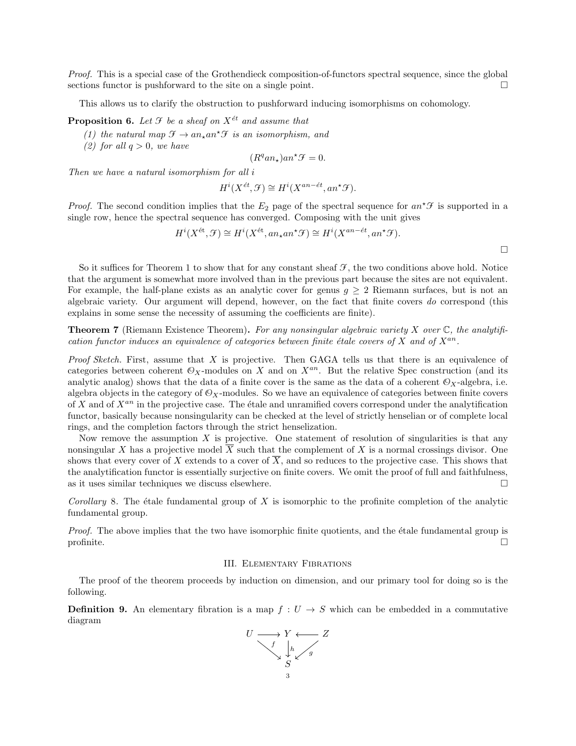*Proof.* This is a special case of the Grothendieck composition-of-functors spectral sequence, since the global sections functor is pushforward to the site on a single point. □

This allows us to clarify the obstruction to pushforward inducing isomorphisms on cohomology.

**Proposition 6.** *Let $\mathcal{F}$ be a sheaf on $X^{\acute{e}t}$ and assume that*

*(1) the natural map $\mathcal{F} \to an_\star an^\star \mathcal{F}$ is an isomorphism, and*
*(2) for all $q > 0$, we have*

$$(R^q an_\star) an^\star \mathcal{F} = 0.$$

*Then we have a natural isomorphism for all $i$*

$$H^i(X^{\acute{e}t}, \mathcal{F}) \cong H^i(X^{an-\acute{e}t}, an^\star \mathcal{F}).$$

*Proof.* The second condition implies that the $E_2$ page of the spectral sequence for $an^\star \mathcal{F}$ is supported in a single row, hence the spectral sequence has converged. Composing with the unit gives

$$H^i(X^{\acute{e}t}, \mathcal{F}) \cong H^i(X^{\acute{e}t}, an_\star an^\star \mathcal{F}) \cong H^i(X^{an-\acute{e}t}, an^\star \mathcal{F}).$$

□

So it suffices for Theorem 1 to show that for any constant sheaf $\mathcal{F}$, the two conditions above hold. Notice that the argument is somewhat more involved than in the previous part because the sites are not equivalent. For example, the half-plane exists as an analytic cover for genus $g \geq 2$ Riemann surfaces, but is not an algebraic variety. Our argument will depend, however, on the fact that finite covers *do* correspond (this explains in some sense the necessity of assuming the coefficients are finite).

**Theorem 7** (Riemann Existence Theorem)**.** *For any nonsingular algebraic variety $X$ over $\mathbb{C}$, the analytification functor induces an equivalence of categories between finite étale covers of $X$ and of $X^{an}$.*

*Proof Sketch.* First, assume that $X$ is projective. Then GAGA tells us that there is an equivalence of categories between coherent $\mathcal{O}_X$-modules on $X$ and on $X^{an}$. But the relative Spec construction (and its analytic analog) shows that the data of a finite cover is the same as the data of a coherent $\mathcal{O}_X$-algebra, i.e. algebra objects in the category of $\mathcal{O}_X$-modules. So we have an equivalence of categories between finite covers of $X$ and of $X^{an}$ in the projective case. The étale and unramified covers correspond under the analytification functor, basically because nonsingularity can be checked at the level of strictly henselian or of complete local rings, and the completion factors through the strict henselization.

Now remove the assumption $X$ is projective. One statement of resolution of singularities is that any nonsingular $X$ has a projective model $\overline{X}$ such that the complement of $X$ is a normal crossings divisor. One shows that every cover of $X$ extends to a cover of $\overline{X}$, and so reduces to the projective case. This shows that the analytification functor is essentially surjective on finite covers. We omit the proof of full and faithfulness, as it uses similar techniques we discuss elsewhere. □

*Corollary* 8. The étale fundamental group of $X$ is isomorphic to the profinite completion of the analytic fundamental group.

*Proof.* The above implies that the two have isomorphic finite quotients, and the étale fundamental group is profinite. □

## III. Elementary Fibrations

The proof of the theorem proceeds by induction on dimension, and our primary tool for doing so is the following.

**Definition 9.** An elementary fibration is a map $f : U \to S$ which can be embedded in a commutative diagram

$$\begin{array}{ccccc} U & \longrightarrow & Y & \longleftarrow & Z \\ & \searrow^{f} & \downarrow^{h} & \swarrow^{g} & \\ & & S & & \end{array}$$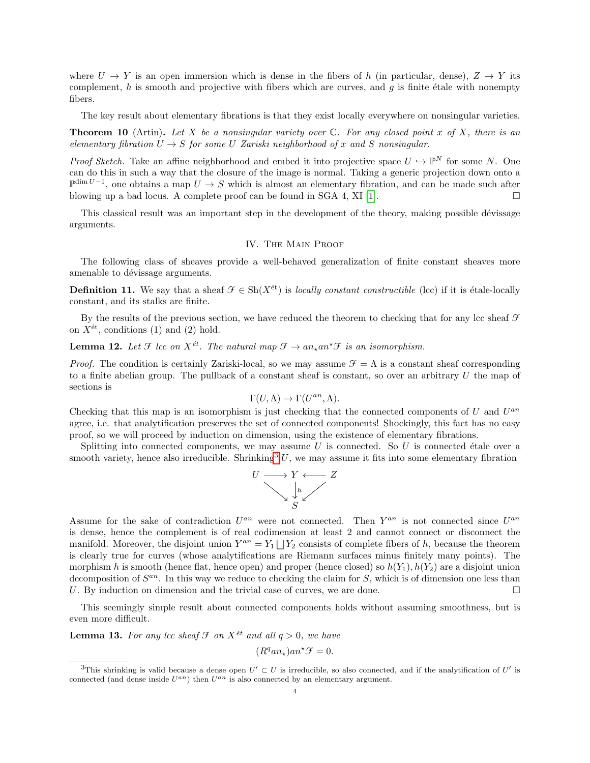where $U \to Y$ is an open immersion which is dense in the fibers of $h$ (in particular, dense), $Z \to Y$ its complement, $h$ is smooth and projective with fibers which are curves, and $g$ is finite étale with nonempty fibers.

The key result about elementary fibrations is that they exist locally everywhere on nonsingular varieties.

**Theorem 10** (Artin)**.** *Let $X$ be a nonsingular variety over $\mathbb{C}$. For any closed point $x$ of $X$, there is an elementary fibration $U \to S$ for some $U$ Zariski neighborhood of $x$ and $S$ nonsingular.*

*Proof Sketch.* Take an affine neighborhood and embed it into projective space $U \hookrightarrow \mathbb{P}^N$ for some $N$. One can do this in such a way that the closure of the image is normal. Taking a generic projection down onto a $\mathbb{P}^{\dim U - 1}$, one obtains a map $U \to S$ which is almost an elementary fibration, and can be made such after blowing up a bad locus. A complete proof can be found in SGA 4, XI [1]. $\square$

This classical result was an important step in the development of the theory, making possible dévissage arguments.

## IV. The Main Proof

The following class of sheaves provide a well-behaved generalization of finite constant sheaves more amenable to dévissage arguments.

**Definition 11.** We say that a sheaf $\mathscr{F} \in \mathrm{Sh}(X^{\text{ét}})$ is *locally constant constructible* (lcc) if it is étale-locally constant, and its stalks are finite.

By the results of the previous section, we have reduced the theorem to checking that for any lcc sheaf $\mathscr{F}$ on $X^{\text{ét}}$, conditions (1) and (2) hold.

**Lemma 12.** *Let $\mathscr{F}$ lcc on $X^{\text{ét}}$. The natural map $\mathscr{F} \to an_\star an^\star \mathscr{F}$ is an isomorphism.*

*Proof.* The condition is certainly Zariski-local, so we may assume $\mathscr{F} = \Lambda$ is a constant sheaf corresponding to a finite abelian group. The pullback of a constant sheaf is constant, so over an arbitrary $U$ the map of sections is

$$\Gamma(U, \Lambda) \to \Gamma(U^{an}, \Lambda).$$

Checking that this map is an isomorphism is just checking that the connected components of $U$ and $U^{an}$ agree, i.e. that analytification preserves the set of connected components! Shockingly, this fact has no easy proof, so we will proceed by induction on dimension, using the existence of elementary fibrations.

Splitting into connected components, we may assume $U$ is connected. So $U$ is connected étale over a smooth variety, hence also irreducible. Shrinking[3] $U$, we may assume it fits into some elementary fibration

$$\begin{array}{ccccc} U & \longrightarrow & Y & \longleftarrow & Z \\ & \searrow & \downarrow{\scriptstyle h} & \swarrow & \\ & & S & & \end{array}$$

Assume for the sake of contradiction $U^{an}$ were not connected. Then $Y^{an}$ is not connected since $U^{an}$ is dense, hence the complement is of real codimension at least 2 and cannot connect or disconnect the manifold. Moreover, the disjoint union $Y^{an} = Y_1 \bigsqcup Y_2$ consists of complete fibers of $h$, because the theorem is clearly true for curves (whose analytifications are Riemann surfaces minus finitely many points). The morphism $h$ is smooth (hence flat, hence open) and proper (hence closed) so $h(Y_1), h(Y_2)$ are a disjoint union decomposition of $S^{an}$. In this way we reduce to checking the claim for $S$, which is of dimension one less than $U$. By induction on dimension and the trivial case of curves, we are done. $\square$

This seemingly simple result about connected components holds without assuming smoothness, but is even more difficult.

**Lemma 13.** *For any lcc sheaf $\mathscr{F}$ on $X^{\acute{e}t}$ and all $q > 0$, we have*

$$(R^q an_\star) an^\star \mathscr{F} = 0.$$

[3] This shrinking is valid because a dense open $U' \subset U$ is irreducible, so also connected, and if the analytification of $U'$ is connected (and dense inside $U^{an}$) then $U^{an}$ is also connected by an elementary argument.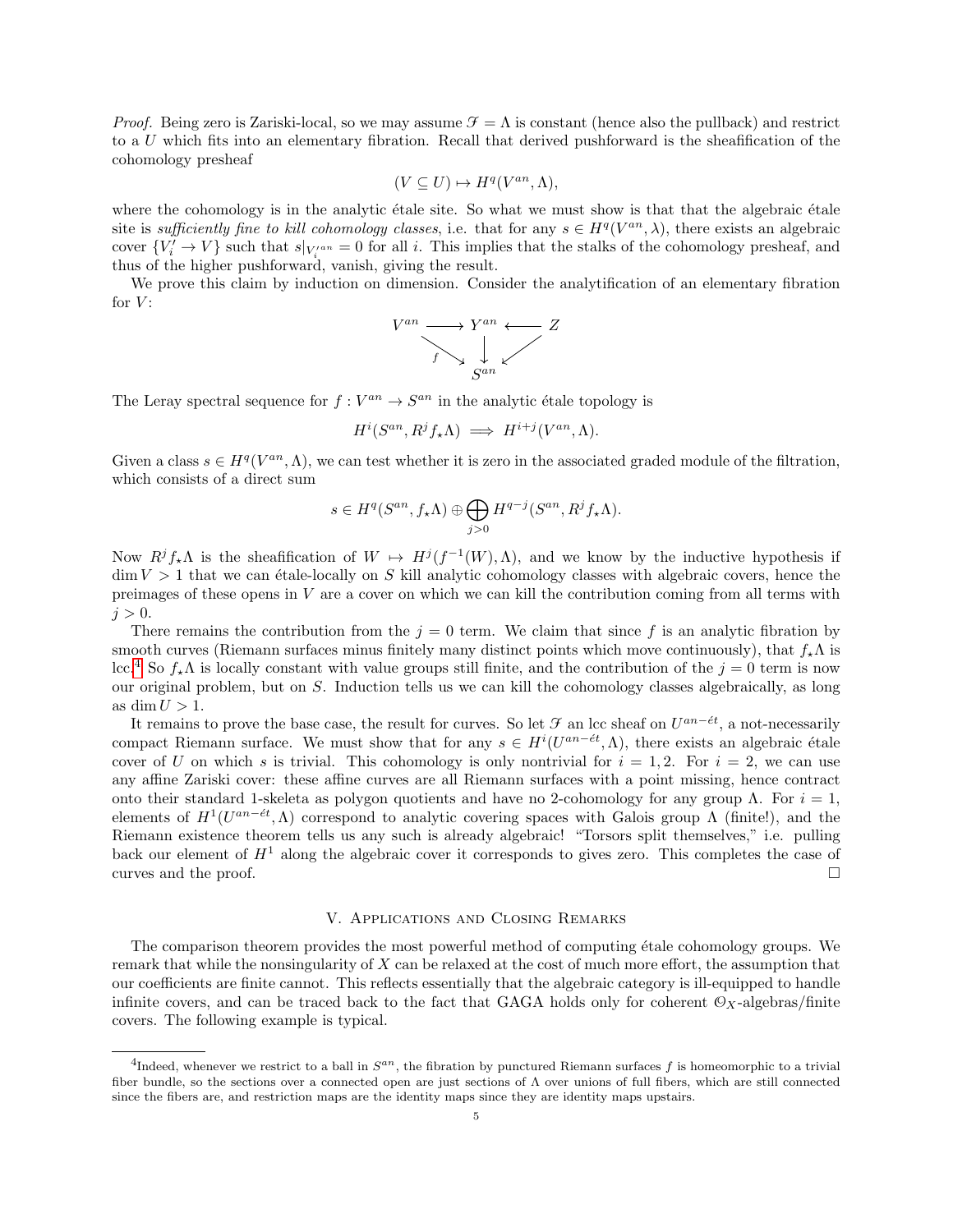*Proof.* Being zero is Zariski-local, so we may assume $\mathscr{F} = \Lambda$ is constant (hence also the pullback) and restrict to a $U$ which fits into an elementary fibration. Recall that derived pushforward is the sheafification of the cohomology presheaf

$$(V \subseteq U) \mapsto H^q(V^{an}, \Lambda),$$

where the cohomology is in the analytic étale site. So what we must show is that that the algebraic étale site is *sufficiently fine to kill cohomology classes*, i.e. that for any $s \in H^q(V^{an}, \lambda)$, there exists an algebraic cover $\{V_i' \to V\}$ such that $s|_{V_i'^{an}} = 0$ for all $i$. This implies that the stalks of the cohomology presheaf, and thus of the higher pushforward, vanish, giving the result.

We prove this claim by induction on dimension. Consider the analytification of an elementary fibration for $V$:

$$\begin{array}{ccccc} V^{an} & \longrightarrow & Y^{an} & \longleftarrow & Z \\ & \searrow_f & \downarrow & \swarrow & \\ & & S^{an} & & \end{array}$$

The Leray spectral sequence for $f : V^{an} \to S^{an}$ in the analytic étale topology is

$$H^i(S^{an}, R^j f_\star \Lambda) \implies H^{i+j}(V^{an}, \Lambda).$$

Given a class $s \in H^q(V^{an}, \Lambda)$, we can test whether it is zero in the associated graded module of the filtration, which consists of a direct sum

$$s \in H^q(S^{an}, f_\star \Lambda) \oplus \bigoplus_{j>0} H^{q-j}(S^{an}, R^j f_\star \Lambda).$$

Now $R^j f_\star \Lambda$ is the sheafification of $W \mapsto H^j(f^{-1}(W), \Lambda)$, and we know by the inductive hypothesis if $\dim V > 1$ that we can étale-locally on $S$ kill analytic cohomology classes with algebraic covers, hence the preimages of these opens in $V$ are a cover on which we can kill the contribution coming from all terms with $j > 0$.

There remains the contribution from the $j = 0$ term. We claim that since $f$ is an analytic fibration by smooth curves (Riemann surfaces minus finitely many distinct points which move continuously), that $f_\star \Lambda$ is lcc.[4] So $f_\star \Lambda$ is locally constant with value groups still finite, and the contribution of the $j = 0$ term is now our original problem, but on $S$. Induction tells us we can kill the cohomology classes algebraically, as long as $\dim U > 1$.

It remains to prove the base case, the result for curves. So let $\mathscr{F}$ an lcc sheaf on $U^{an-\acute{e}t}$, a not-necessarily compact Riemann surface. We must show that for any $s \in H^i(U^{an-\acute{e}t}, \Lambda)$, there exists an algebraic étale cover of $U$ on which $s$ is trivial. This cohomology is only nontrivial for $i = 1, 2$. For $i = 2$, we can use any affine Zariski cover: these affine curves are all Riemann surfaces with a point missing, hence contract onto their standard 1-skeleta as polygon quotients and have no 2-cohomology for any group $\Lambda$. For $i = 1$, elements of $H^1(U^{an-\acute{e}t}, \Lambda)$ correspond to analytic covering spaces with Galois group $\Lambda$ (finite!), and the Riemann existence theorem tells us any such is already algebraic! "Torsors split themselves," i.e. pulling back our element of $H^1$ along the algebraic cover it corresponds to gives zero. This completes the case of curves and the proof. □

## V. Applications and Closing Remarks

The comparison theorem provides the most powerful method of computing étale cohomology groups. We remark that while the nonsingularity of $X$ can be relaxed at the cost of much more effort, the assumption that our coefficients are finite cannot. This reflects essentially that the algebraic category is ill-equipped to handle infinite covers, and can be traced back to the fact that GAGA holds only for coherent $\mathcal{O}_X$-algebras/finite covers. The following example is typical.

---

[4] Indeed, whenever we restrict to a ball in $S^{an}$, the fibration by punctured Riemann surfaces $f$ is homeomorphic to a trivial fiber bundle, so the sections over a connected open are just sections of $\Lambda$ over unions of full fibers, which are still connected since the fibers are, and restriction maps are the identity maps since they are identity maps upstairs.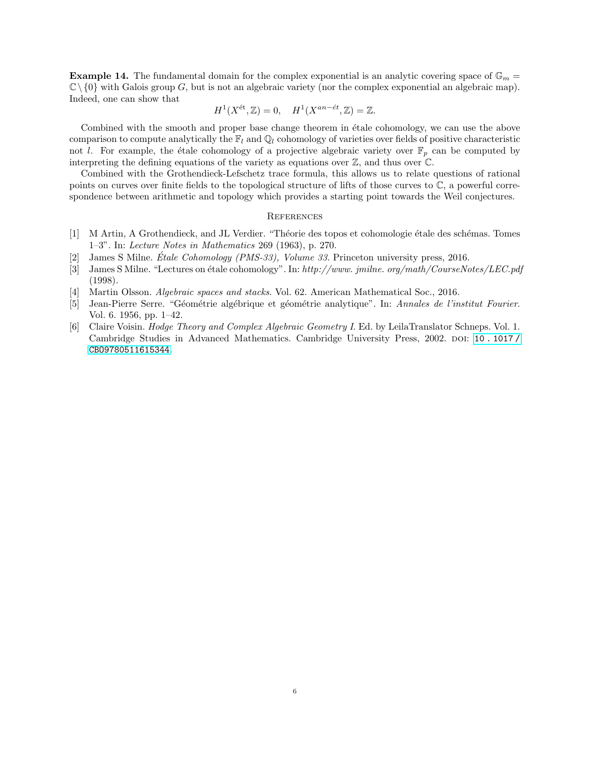**Example 14.** The fundamental domain for the complex exponential is an analytic covering space of $\mathbb{G}_m = \mathbb{C} \setminus \{0\}$ with Galois group $G$, but is not an algebraic variety (nor the complex exponential an algebraic map). Indeed, one can show that

$$H^1(X^{\text{ét}}, \mathbb{Z}) = 0, \quad H^1(X^{an-ét}, \mathbb{Z}) = \mathbb{Z}.$$

Combined with the smooth and proper base change theorem in étale cohomology, we can use the above comparison to compute analytically the $\mathbb{F}_l$ and $\mathbb{Q}_l$ cohomology of varieties over fields of positive characteristic not $l$. For example, the étale cohomology of a projective algebraic variety over $\mathbb{F}_p$ can be computed by interpreting the defining equations of the variety as equations over $\mathbb{Z}$, and thus over $\mathbb{C}$.

Combined with the Grothendieck-Lefschetz trace formula, this allows us to relate questions of rational points on curves over finite fields to the topological structure of lifts of those curves to $\mathbb{C}$, a powerful correspondence between arithmetic and topology which provides a starting point towards the Weil conjectures.

## References

[1] M Artin, A Grothendieck, and JL Verdier. "Théorie des topos et cohomologie étale des schémas. Tomes 1–3". In: *Lecture Notes in Mathematics* 269 (1963), p. 270.

[2] James S Milne. *Étale Cohomology (PMS-33), Volume 33*. Princeton university press, 2016.

[3] James S Milne. "Lectures on étale cohomology". In: *http://www. jmilne. org/math/CourseNotes/LEC.pdf* (1998).

[4] Martin Olsson. *Algebraic spaces and stacks*. Vol. 62. American Mathematical Soc., 2016.

[5] Jean-Pierre Serre. "Géométrie algébrique et géométrie analytique". In: *Annales de l'institut Fourier*. Vol. 6. 1956, pp. 1–42.

[6] Claire Voisin. *Hodge Theory and Complex Algebraic Geometry I*. Ed. by LeilaTranslator Schneps. Vol. 1. Cambridge Studies in Advanced Mathematics. Cambridge University Press, 2002. DOI: 10.1017/CBO9780511615344.